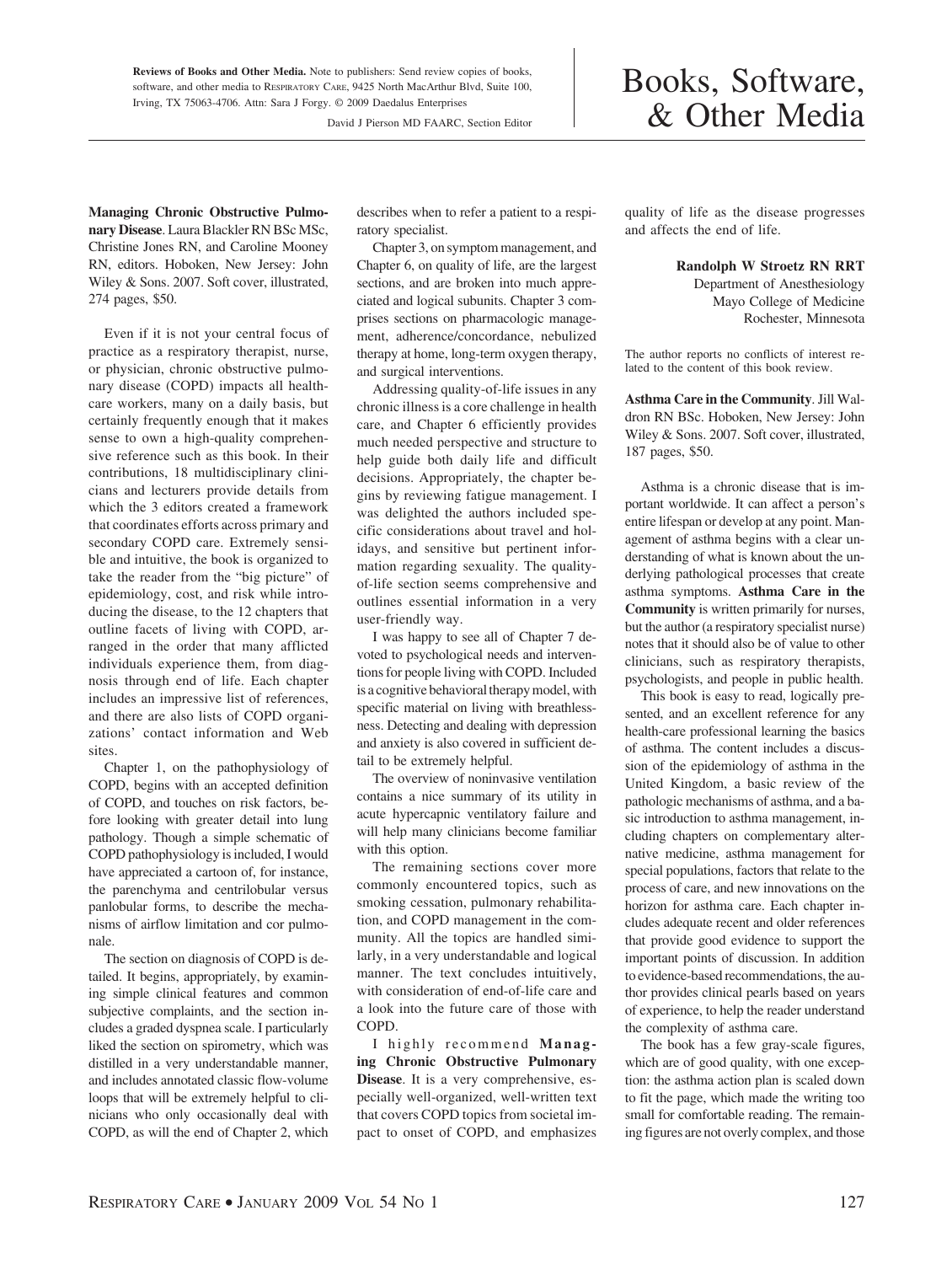**Reviews of Books and Other Media.** Note to publishers: Send review copies of books, software, and other media to RESPIRATORY CARE, 9425 North MacArthur Blvd, Suite 100, Irving, TX 75063-4706. Attn: Sara J Forgy. © 2009 Daedalus Enterprises

David J Pierson MD FAARC, Section Editor

# Books, Software, & Other Media

**Managing Chronic Obstructive Pulmonary Disease**. Laura Blackler RN BSc MSc, Christine Jones RN, and Caroline Mooney RN, editors. Hoboken, New Jersey: John Wiley & Sons. 2007. Soft cover, illustrated, 274 pages, $50.

Even if it is not your central focus of practice as a respiratory therapist, nurse, or physician, chronic obstructive pulmonary disease (COPD) impacts all healthcare workers, many on a daily basis, but certainly frequently enough that it makes sense to own a high-quality comprehensive reference such as this book. In their contributions, 18 multidisciplinary clinicians and lecturers provide details from which the 3 editors created a framework that coordinates efforts across primary and secondary COPD care. Extremely sensible and intuitive, the book is organized to take the reader from the "big picture" of epidemiology, cost, and risk while introducing the disease, to the 12 chapters that outline facets of living with COPD, arranged in the order that many afflicted individuals experience them, from diagnosis through end of life. Each chapter includes an impressive list of references, and there are also lists of COPD organizations' contact information and Web sites.

Chapter 1, on the pathophysiology of COPD, begins with an accepted definition of COPD, and touches on risk factors, before looking with greater detail into lung pathology. Though a simple schematic of COPD pathophysiology is included, I would have appreciated a cartoon of, for instance, the parenchyma and centrilobular versus panlobular forms, to describe the mechanisms of airflow limitation and cor pulmonale.

The section on diagnosis of COPD is detailed. It begins, appropriately, by examining simple clinical features and common subjective complaints, and the section includes a graded dyspnea scale. I particularly liked the section on spirometry, which was distilled in a very understandable manner, and includes annotated classic flow-volume loops that will be extremely helpful to clinicians who only occasionally deal with COPD, as will the end of Chapter 2, which describes when to refer a patient to a respiratory specialist.

Chapter 3, on symptom management, and Chapter 6, on quality of life, are the largest sections, and are broken into much appreciated and logical subunits. Chapter 3 comprises sections on pharmacologic management, adherence/concordance, nebulized therapy at home, long-term oxygen therapy, and surgical interventions.

Addressing quality-of-life issues in any chronic illness is a core challenge in health care, and Chapter 6 efficiently provides much needed perspective and structure to help guide both daily life and difficult decisions. Appropriately, the chapter begins by reviewing fatigue management. I was delighted the authors included specific considerations about travel and holidays, and sensitive but pertinent information regarding sexuality. The quality-of-life section seems comprehensive and outlines essential information in a very user-friendly way.

I was happy to see all of Chapter 7 devoted to psychological needs and interventions for people living with COPD. Included is a cognitive behavioral therapy model, with specific material on living with breathlessness. Detecting and dealing with depression and anxiety is also covered in sufficient detail to be extremely helpful.

The overview of noninvasive ventilation contains a nice summary of its utility in acute hypercapnic ventilatory failure and will help many clinicians become familiar with this option.

The remaining sections cover more commonly encountered topics, such as smoking cessation, pulmonary rehabilitation, and COPD management in the community. All the topics are handled similarly, in a very understandable and logical manner. The text concludes intuitively, with consideration of end-of-life care and a look into the future care of those with COPD.

I highly recommend **Managing Chronic Obstructive Pulmonary Disease**. It is a very comprehensive, especially well-organized, well-written text that covers COPD topics from societal impact to onset of COPD, and emphasizes quality of life as the disease progresses and affects the end of life.

**Randolph W Stroetz RN RRT**
Department of Anesthesiology
Mayo College of Medicine
Rochester, Minnesota

The author reports no conflicts of interest related to the content of this book review.

**Asthma Care in the Community**. Jill Waldron RN BSc. Hoboken, New Jersey: John Wiley & Sons. 2007. Soft cover, illustrated, 187 pages, $50.

Asthma is a chronic disease that is important worldwide. It can affect a person's entire lifespan or develop at any point. Management of asthma begins with a clear understanding of what is known about the underlying pathological processes that create asthma symptoms. **Asthma Care in the Community** is written primarily for nurses, but the author (a respiratory specialist nurse) notes that it should also be of value to other clinicians, such as respiratory therapists, psychologists, and people in public health.

This book is easy to read, logically presented, and an excellent reference for any health-care professional learning the basics of asthma. The content includes a discussion of the epidemiology of asthma in the United Kingdom, a basic review of the pathologic mechanisms of asthma, and a basic introduction to asthma management, including chapters on complementary alternative medicine, asthma management for special populations, factors that relate to the process of care, and new innovations on the horizon for asthma care. Each chapter includes adequate recent and older references that provide good evidence to support the important points of discussion. In addition to evidence-based recommendations, the author provides clinical pearls based on years of experience, to help the reader understand the complexity of asthma care.

The book has a few gray-scale figures, which are of good quality, with one exception: the asthma action plan is scaled down to fit the page, which made the writing too small for comfortable reading. The remaining figures are not overly complex, and those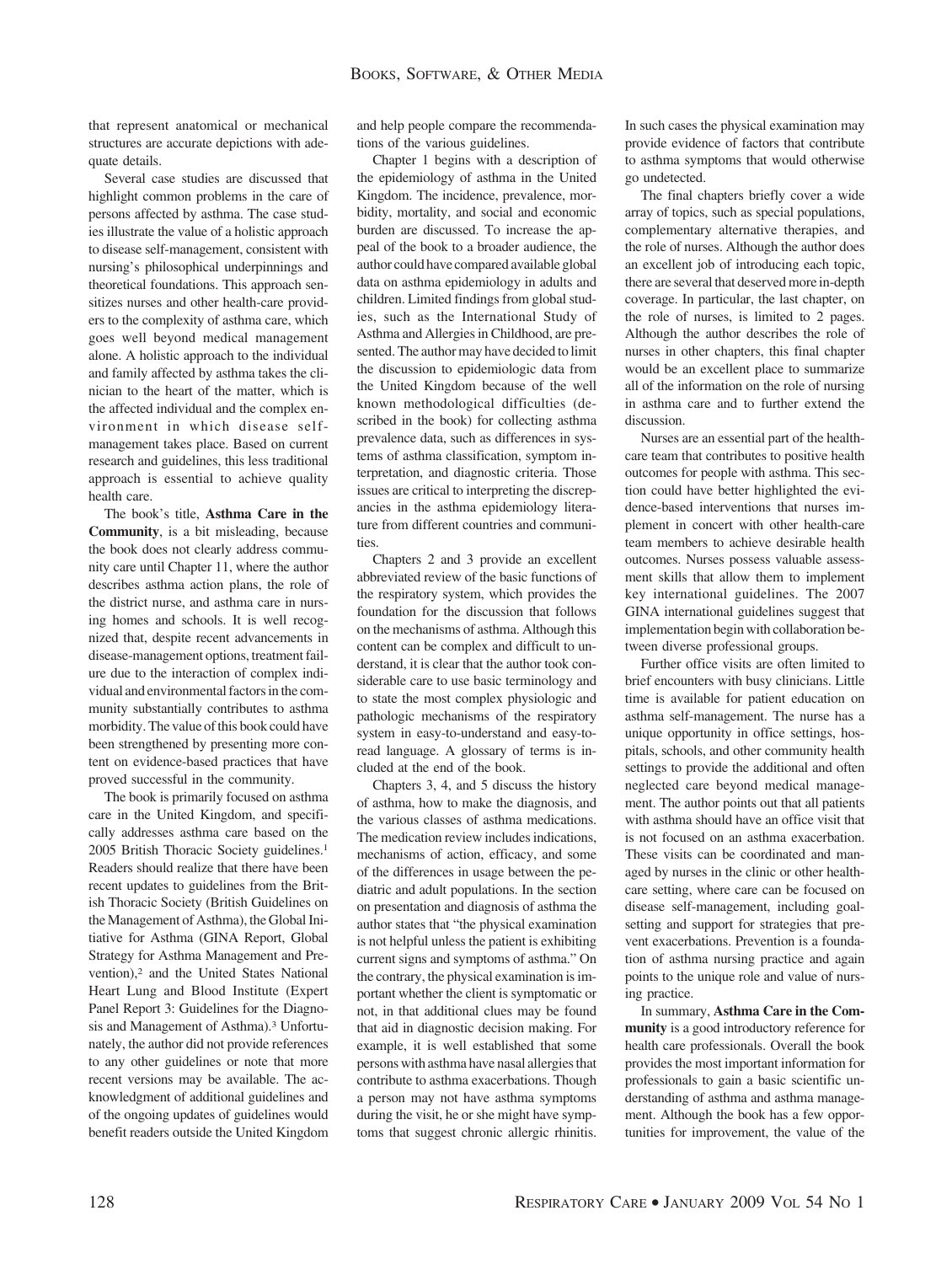that represent anatomical or mechanical structures are accurate depictions with adequate details.

Several case studies are discussed that highlight common problems in the care of persons affected by asthma. The case studies illustrate the value of a holistic approach to disease self-management, consistent with nursing's philosophical underpinnings and theoretical foundations. This approach sensitizes nurses and other health-care providers to the complexity of asthma care, which goes well beyond medical management alone. A holistic approach to the individual and family affected by asthma takes the clinician to the heart of the matter, which is the affected individual and the complex environment in which disease self-management takes place. Based on current research and guidelines, this less traditional approach is essential to achieve quality health care.

The book's title, **Asthma Care in the Community**, is a bit misleading, because the book does not clearly address community care until Chapter 11, where the author describes asthma action plans, the role of the district nurse, and asthma care in nursing homes and schools. It is well recognized that, despite recent advancements in disease-management options, treatment failure due to the interaction of complex individual and environmental factors in the community substantially contributes to asthma morbidity. The value of this book could have been strengthened by presenting more content on evidence-based practices that have proved successful in the community.

The book is primarily focused on asthma care in the United Kingdom, and specifically addresses asthma care based on the 2005 British Thoracic Society guidelines.[1] Readers should realize that there have been recent updates to guidelines from the British Thoracic Society (British Guidelines on the Management of Asthma), the Global Initiative for Asthma (GINA Report, Global Strategy for Asthma Management and Prevention),[2] and the United States National Heart Lung and Blood Institute (Expert Panel Report 3: Guidelines for the Diagnosis and Management of Asthma).[3] Unfortunately, the author did not provide references to any other guidelines or note that more recent versions may be available. The acknowledgment of additional guidelines and of the ongoing updates of guidelines would benefit readers outside the United Kingdom and help people compare the recommendations of the various guidelines.

Chapter 1 begins with a description of the epidemiology of asthma in the United Kingdom. The incidence, prevalence, morbidity, mortality, and social and economic burden are discussed. To increase the appeal of the book to a broader audience, the author could have compared available global data on asthma epidemiology in adults and children. Limited findings from global studies, such as the International Study of Asthma and Allergies in Childhood, are presented. The author may have decided to limit the discussion to epidemiologic data from the United Kingdom because of the well known methodological difficulties (described in the book) for collecting asthma prevalence data, such as differences in systems of asthma classification, symptom interpretation, and diagnostic criteria. Those issues are critical to interpreting the discrepancies in the asthma epidemiology literature from different countries and communities.

Chapters 2 and 3 provide an excellent abbreviated review of the basic functions of the respiratory system, which provides the foundation for the discussion that follows on the mechanisms of asthma. Although this content can be complex and difficult to understand, it is clear that the author took considerable care to use basic terminology and to state the most complex physiologic and pathologic mechanisms of the respiratory system in easy-to-understand and easy-to-read language. A glossary of terms is included at the end of the book.

Chapters 3, 4, and 5 discuss the history of asthma, how to make the diagnosis, and the various classes of asthma medications. The medication review includes indications, mechanisms of action, efficacy, and some of the differences in usage between the pediatric and adult populations. In the section on presentation and diagnosis of asthma the author states that "the physical examination is not helpful unless the patient is exhibiting current signs and symptoms of asthma." On the contrary, the physical examination is important whether the client is symptomatic or not, in that additional clues may be found that aid in diagnostic decision making. For example, it is well established that some persons with asthma have nasal allergies that contribute to asthma exacerbations. Though a person may not have asthma symptoms during the visit, he or she might have symptoms that suggest chronic allergic rhinitis. In such cases the physical examination may provide evidence of factors that contribute to asthma symptoms that would otherwise go undetected.

The final chapters briefly cover a wide array of topics, such as special populations, complementary alternative therapies, and the role of nurses. Although the author does an excellent job of introducing each topic, there are several that deserved more in-depth coverage. In particular, the last chapter, on the role of nurses, is limited to 2 pages. Although the author describes the role of nurses in other chapters, this final chapter would be an excellent place to summarize all of the information on the role of nursing in asthma care and to further extend the discussion.

Nurses are an essential part of the health-care team that contributes to positive health outcomes for people with asthma. This section could have better highlighted the evidence-based interventions that nurses implement in concert with other health-care team members to achieve desirable health outcomes. Nurses possess valuable assessment skills that allow them to implement key international guidelines. The 2007 GINA international guidelines suggest that implementation begin with collaboration between diverse professional groups.

Further office visits are often limited to brief encounters with busy clinicians. Little time is available for patient education on asthma self-management. The nurse has a unique opportunity in office settings, hospitals, schools, and other community health settings to provide the additional and often neglected care beyond medical management. The author points out that all patients with asthma should have an office visit that is not focused on an asthma exacerbation. These visits can be coordinated and managed by nurses in the clinic or other health-care setting, where care can be focused on disease self-management, including goal-setting and support for strategies that prevent exacerbations. Prevention is a foundation of asthma nursing practice and again points to the unique role and value of nursing practice.

In summary, **Asthma Care in the Community** is a good introductory reference for health care professionals. Overall the book provides the most important information for professionals to gain a basic scientific understanding of asthma and asthma management. Although the book has a few opportunities for improvement, the value of the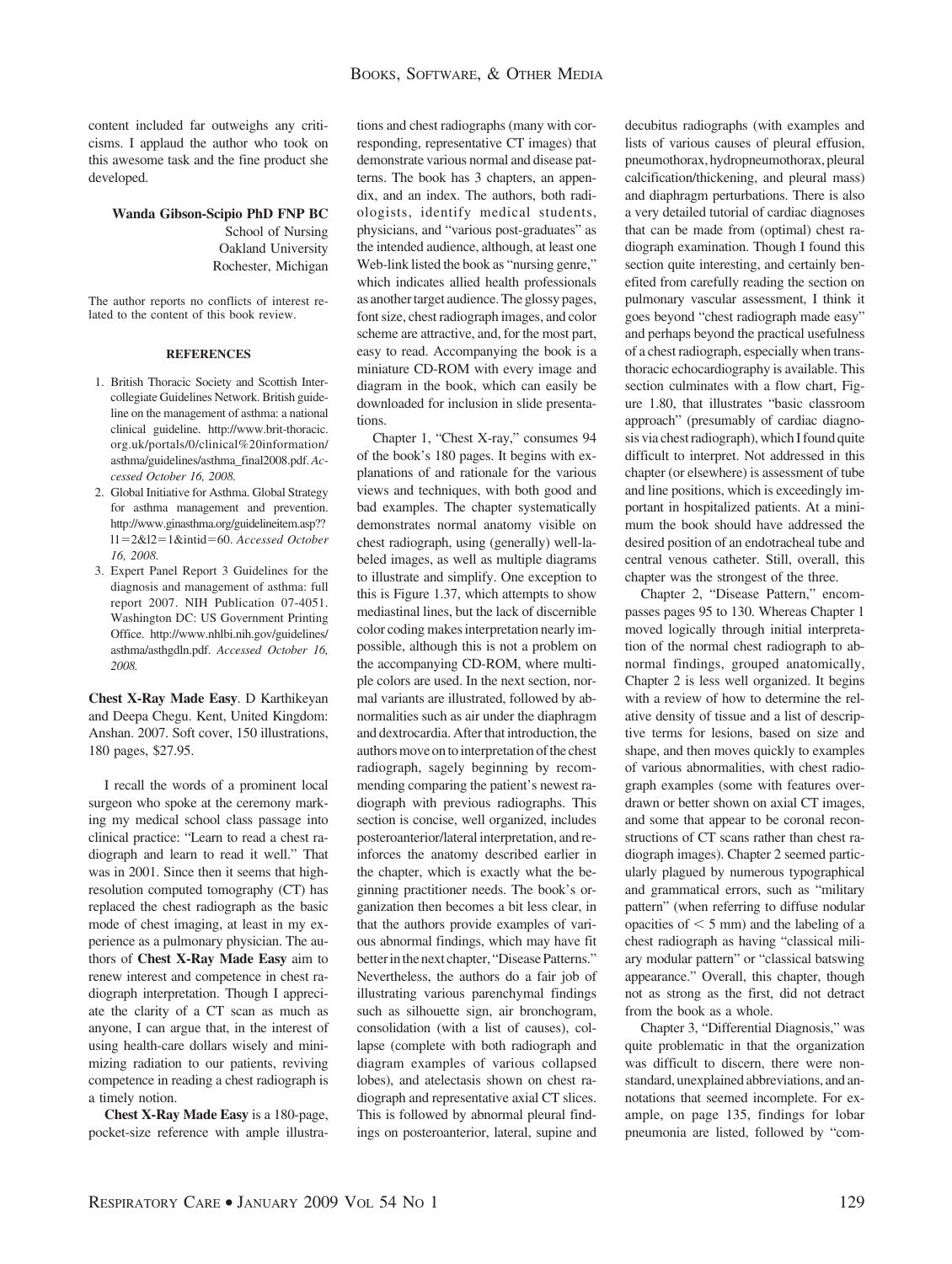content included far outweighs any criticisms. I applaud the author who took on this awesome task and the fine product she developed.

**Wanda Gibson-Scipio PhD FNP BC**
School of Nursing
Oakland University
Rochester, Michigan

The author reports no conflicts of interest related to the content of this book review.

#### REFERENCES

1. British Thoracic Society and Scottish Intercollegiate Guidelines Network. British guideline on the management of asthma: a national clinical guideline. http://www.brit-thoracic.org.uk/portals/0/clinical%20information/asthma/guidelines/asthma_final2008.pdf. *Accessed October 16, 2008.*
2. Global Initiative for Asthma. Global Strategy for asthma management and prevention. http://www.ginasthma.org/guidelineitem.asp??l1=2&l2=1&intid=60. *Accessed October 16, 2008.*
3. Expert Panel Report 3 Guidelines for the diagnosis and management of asthma: full report 2007. NIH Publication 07-4051. Washington DC: US Government Printing Office. http://www.nhlbi.nih.gov/guidelines/asthma/asthgdln.pdf. *Accessed October 16, 2008.*

**Chest X-Ray Made Easy**. D Karthikeyan and Deepa Chegu. Kent, United Kingdom: Anshan. 2007. Soft cover, 150 illustrations, 180 pages, $27.95.

I recall the words of a prominent local surgeon who spoke at the ceremony marking my medical school class passage into clinical practice: "Learn to read a chest radiograph and learn to read it well." That was in 2001. Since then it seems that high-resolution computed tomography (CT) has replaced the chest radiograph as the basic mode of chest imaging, at least in my experience as a pulmonary physician. The authors of **Chest X-Ray Made Easy** aim to renew interest and competence in chest radiograph interpretation. Though I appreciate the clarity of a CT scan as much as anyone, I can argue that, in the interest of using health-care dollars wisely and minimizing radiation to our patients, reviving competence in reading a chest radiograph is a timely notion.

**Chest X-Ray Made Easy** is a 180-page, pocket-size reference with ample illustrations and chest radiographs (many with corresponding, representative CT images) that demonstrate various normal and disease patterns. The book has 3 chapters, an appendix, and an index. The authors, both radiologists, identify medical students, physicians, and "various post-graduates" as the intended audience, although, at least one Web-link listed the book as "nursing genre," which indicates allied health professionals as another target audience. The glossy pages, font size, chest radiograph images, and color scheme are attractive, and, for the most part, easy to read. Accompanying the book is a miniature CD-ROM with every image and diagram in the book, which can easily be downloaded for inclusion in slide presentations.

Chapter 1, "Chest X-ray," consumes 94 of the book's 180 pages. It begins with explanations of and rationale for the various views and techniques, with both good and bad examples. The chapter systematically demonstrates normal anatomy visible on chest radiograph, using (generally) well-labeled images, as well as multiple diagrams to illustrate and simplify. One exception to this is Figure 1.37, which attempts to show mediastinal lines, but the lack of discernible color coding makes interpretation nearly impossible, although this is not a problem on the accompanying CD-ROM, where multiple colors are used. In the next section, normal variants are illustrated, followed by abnormalities such as air under the diaphragm and dextrocardia. After that introduction, the authors move on to interpretation of the chest radiograph, sagely beginning by recommending comparing the patient's newest radiograph with previous radiographs. This section is concise, well organized, includes posteroanterior/lateral interpretation, and reinforces the anatomy described earlier in the chapter, which is exactly what the beginning practitioner needs. The book's organization then becomes a bit less clear, in that the authors provide examples of various abnormal findings, which may have fit better in the next chapter, "Disease Patterns." Nevertheless, the authors do a fair job of illustrating various parenchymal findings such as silhouette sign, air bronchogram, consolidation (with a list of causes), collapse (complete with both radiograph and diagram examples of various collapsed lobes), and atelectasis shown on chest radiograph and representative axial CT slices. This is followed by abnormal pleural findings on posteroanterior, lateral, supine and decubitus radiographs (with examples and lists of various causes of pleural effusion, pneumothorax, hydropneumothorax, pleural calcification/thickening, and pleural mass) and diaphragm perturbations. There is also a very detailed tutorial of cardiac diagnoses that can be made from (optimal) chest radiograph examination. Though I found this section quite interesting, and certainly benefited from carefully reading the section on pulmonary vascular assessment, I think it goes beyond "chest radiograph made easy" and perhaps beyond the practical usefulness of a chest radiograph, especially when transthoracic echocardiography is available. This section culminates with a flow chart, Figure 1.80, that illustrates "basic classroom approach" (presumably of cardiac diagnosis via chest radiograph), which I found quite difficult to interpret. Not addressed in this chapter (or elsewhere) is assessment of tube and line positions, which is exceedingly important in hospitalized patients. At a minimum the book should have addressed the desired position of an endotracheal tube and central venous catheter. Still, overall, this chapter was the strongest of the three.

Chapter 2, "Disease Pattern," encompasses pages 95 to 130. Whereas Chapter 1 moved logically through initial interpretation of the normal chest radiograph to abnormal findings, grouped anatomically, Chapter 2 is less well organized. It begins with a review of how to determine the relative density of tissue and a list of descriptive terms for lesions, based on size and shape, and then moves quickly to examples of various abnormalities, with chest radiograph examples (some with features overdrawn or better shown on axial CT images, and some that appear to be coronal reconstructions of CT scans rather than chest radiograph images). Chapter 2 seemed particularly plagued by numerous typographical and grammatical errors, such as "military pattern" (when referring to diffuse nodular opacities of < 5 mm) and the labeling of a chest radiograph as having "classical miliary modular pattern" or "classical batswing appearance." Overall, this chapter, though not as strong as the first, did not detract from the book as a whole.

Chapter 3, "Differential Diagnosis," was quite problematic in that the organization was difficult to discern, there were nonstandard, unexplained abbreviations, and annotations that seemed incomplete. For example, on page 135, findings for lobar pneumonia are listed, followed by "com-